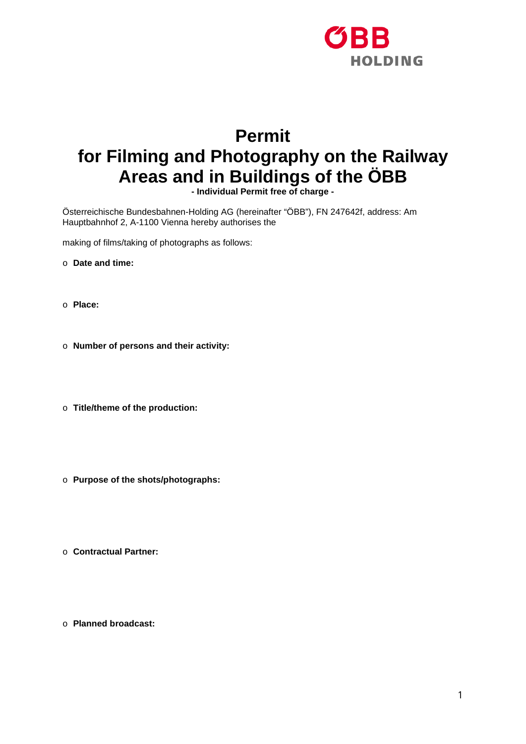ÖBB HOLDING

# Permit
# for Filming and Photography on the Railway Areas and in Buildings of the ÖBB

**- Individual Permit free of charge -**

Österreichische Bundesbahnen-Holding AG (hereinafter "ÖBB"), FN 247642f, address: Am Hauptbahnhof 2, A-1100 Vienna hereby authorises the

making of films/taking of photographs as follows:

- **Date and time:**

- **Place:**

- **Number of persons and their activity:**

- **Title/theme of the production:**

- **Purpose of the shots/photographs:**

- **Contractual Partner:**

- **Planned broadcast:**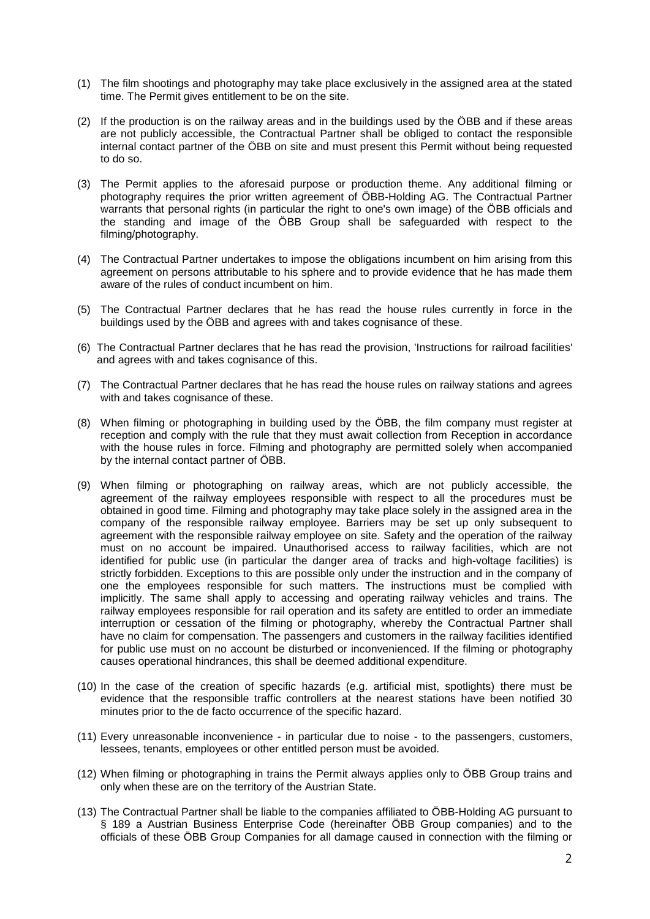(1) The film shootings and photography may take place exclusively in the assigned area at the stated time. The Permit gives entitlement to be on the site.

(2) If the production is on the railway areas and in the buildings used by the ÖBB and if these areas are not publicly accessible, the Contractual Partner shall be obliged to contact the responsible internal contact partner of the ÖBB on site and must present this Permit without being requested to do so.

(3) The Permit applies to the aforesaid purpose or production theme. Any additional filming or photography requires the prior written agreement of ÖBB-Holding AG. The Contractual Partner warrants that personal rights (in particular the right to one's own image) of the ÖBB officials and the standing and image of the ÖBB Group shall be safeguarded with respect to the filming/photography.

(4) The Contractual Partner undertakes to impose the obligations incumbent on him arising from this agreement on persons attributable to his sphere and to provide evidence that he has made them aware of the rules of conduct incumbent on him.

(5) The Contractual Partner declares that he has read the house rules currently in force in the buildings used by the ÖBB and agrees with and takes cognisance of these.

(6) The Contractual Partner declares that he has read the provision, 'Instructions for railroad facilities' and agrees with and takes cognisance of this.

(7) The Contractual Partner declares that he has read the house rules on railway stations and agrees with and takes cognisance of these.

(8) When filming or photographing in building used by the ÖBB, the film company must register at reception and comply with the rule that they must await collection from Reception in accordance with the house rules in force. Filming and photography are permitted solely when accompanied by the internal contact partner of ÖBB.

(9) When filming or photographing on railway areas, which are not publicly accessible, the agreement of the railway employees responsible with respect to all the procedures must be obtained in good time. Filming and photography may take place solely in the assigned area in the company of the responsible railway employee. Barriers may be set up only subsequent to agreement with the responsible railway employee on site. Safety and the operation of the railway must on no account be impaired. Unauthorised access to railway facilities, which are not identified for public use (in particular the danger area of tracks and high-voltage facilities) is strictly forbidden. Exceptions to this are possible only under the instruction and in the company of one the employees responsible for such matters. The instructions must be complied with implicitly. The same shall apply to accessing and operating railway vehicles and trains. The railway employees responsible for rail operation and its safety are entitled to order an immediate interruption or cessation of the filming or photography, whereby the Contractual Partner shall have no claim for compensation. The passengers and customers in the railway facilities identified for public use must on no account be disturbed or inconvenienced. If the filming or photography causes operational hindrances, this shall be deemed additional expenditure.

(10) In the case of the creation of specific hazards (e.g. artificial mist, spotlights) there must be evidence that the responsible traffic controllers at the nearest stations have been notified 30 minutes prior to the de facto occurrence of the specific hazard.

(11) Every unreasonable inconvenience - in particular due to noise - to the passengers, customers, lessees, tenants, employees or other entitled person must be avoided.

(12) When filming or photographing in trains the Permit always applies only to ÖBB Group trains and only when these are on the territory of the Austrian State.

(13) The Contractual Partner shall be liable to the companies affiliated to ÖBB-Holding AG pursuant to § 189 a Austrian Business Enterprise Code (hereinafter ÖBB Group companies) and to the officials of these ÖBB Group Companies for all damage caused in connection with the filming or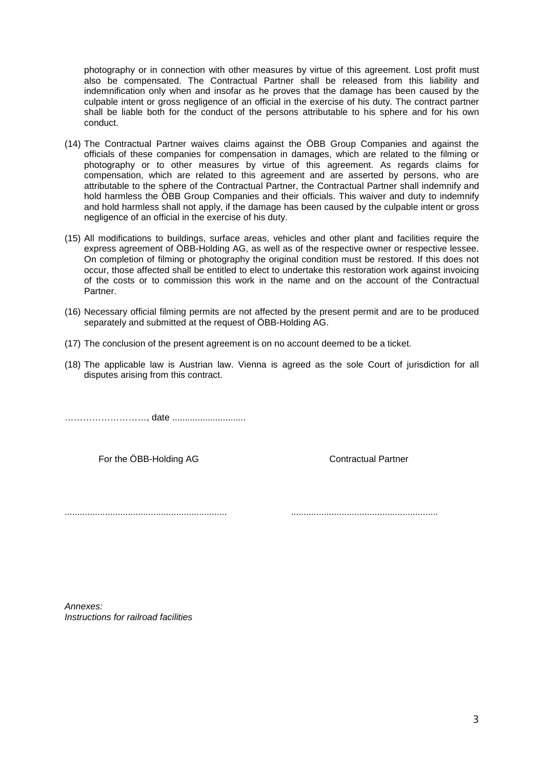photography or in connection with other measures by virtue of this agreement. Lost profit must also be compensated. The Contractual Partner shall be released from this liability and indemnification only when and insofar as he proves that the damage has been caused by the culpable intent or gross negligence of an official in the exercise of his duty. The contract partner shall be liable both for the conduct of the persons attributable to his sphere and for his own conduct.

(14) The Contractual Partner waives claims against the ÖBB Group Companies and against the officials of these companies for compensation in damages, which are related to the filming or photography or to other measures by virtue of this agreement. As regards claims for compensation, which are related to this agreement and are asserted by persons, who are attributable to the sphere of the Contractual Partner, the Contractual Partner shall indemnify and hold harmless the ÖBB Group Companies and their officials. This waiver and duty to indemnify and hold harmless shall not apply, if the damage has been caused by the culpable intent or gross negligence of an official in the exercise of his duty.

(15) All modifications to buildings, surface areas, vehicles and other plant and facilities require the express agreement of ÖBB-Holding AG, as well as of the respective owner or respective lessee. On completion of filming or photography the original condition must be restored. If this does not occur, those affected shall be entitled to elect to undertake this restoration work against invoicing of the costs or to commission this work in the name and on the account of the Contractual Partner.

(16) Necessary official filming permits are not affected by the present permit and are to be produced separately and submitted at the request of ÖBB-Holding AG.

(17) The conclusion of the present agreement is on no account deemed to be a ticket.

(18) The applicable law is Austrian law. Vienna is agreed as the sole Court of jurisdiction for all disputes arising from this contract.

……………………, date ............................

For the ÖBB-Holding AG

...............................................................

Contractual Partner

.........................................................

*Annexes:*
*Instructions for railroad facilities*